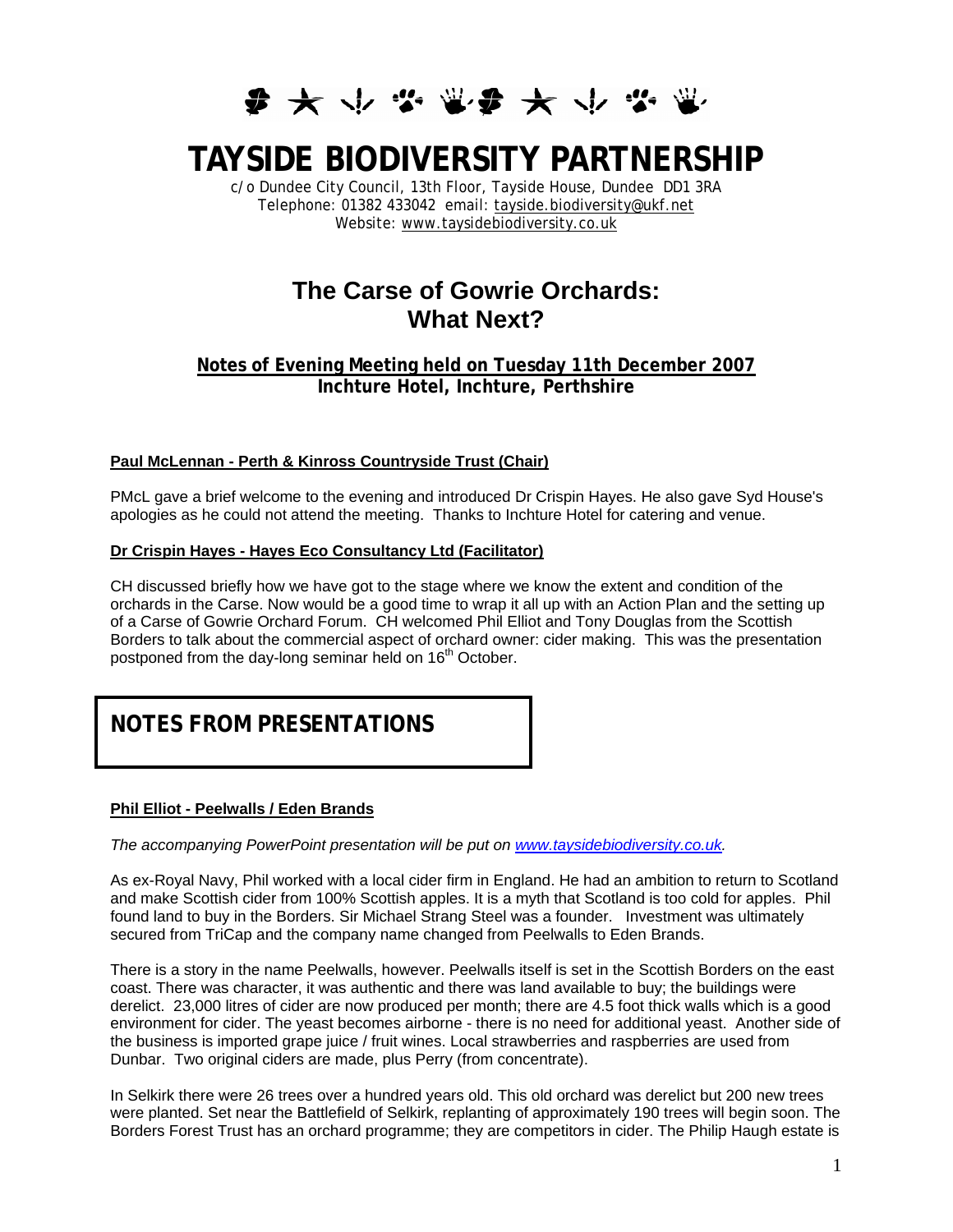# TAYSIDE BIODIVERSITY PARTNERSHIP

c/o Dundee City Council, 13th Floor, Tayside House, Dundee DD1 3RA
Telephone: 01382 433042 email: tayside.biodiversity@ukf.net
Website: www.taysidebiodiversity.co.uk

## The Carse of Gowrie Orchards: What Next?

**Notes of Evening Meeting held on Tuesday 11th December 2007**
**Inchture Hotel, Inchture, Perthshire**

**Paul McLennan - Perth & Kinross Countryside Trust (Chair)**

PMcL gave a brief welcome to the evening and introduced Dr Crispin Hayes. He also gave Syd House's apologies as he could not attend the meeting. Thanks to Inchture Hotel for catering and venue.

**Dr Crispin Hayes - Hayes Eco Consultancy Ltd (Facilitator)**

CH discussed briefly how we have got to the stage where we know the extent and condition of the orchards in the Carse. Now would be a good time to wrap it all up with an Action Plan and the setting up of a Carse of Gowrie Orchard Forum. CH welcomed Phil Elliot and Tony Douglas from the Scottish Borders to talk about the commercial aspect of orchard owner: cider making. This was the presentation postponed from the day-long seminar held on 16th October.

## NOTES FROM PRESENTATIONS

**Phil Elliot - Peelwalls / Eden Brands**

*The accompanying PowerPoint presentation will be put on www.taysidebiodiversity.co.uk.*

As ex-Royal Navy, Phil worked with a local cider firm in England. He had an ambition to return to Scotland and make Scottish cider from 100% Scottish apples. It is a myth that Scotland is too cold for apples. Phil found land to buy in the Borders. Sir Michael Strang Steel was a founder. Investment was ultimately secured from TriCap and the company name changed from Peelwalls to Eden Brands.

There is a story in the name Peelwalls, however. Peelwalls itself is set in the Scottish Borders on the east coast. There was character, it was authentic and there was land available to buy; the buildings were derelict. 23,000 litres of cider are now produced per month; there are 4.5 foot thick walls which is a good environment for cider. The yeast becomes airborne - there is no need for additional yeast. Another side of the business is imported grape juice / fruit wines. Local strawberries and raspberries are used from Dunbar. Two original ciders are made, plus Perry (from concentrate).

In Selkirk there were 26 trees over a hundred years old. This old orchard was derelict but 200 new trees were planted. Set near the Battlefield of Selkirk, replanting of approximately 190 trees will begin soon. The Borders Forest Trust has an orchard programme; they are competitors in cider. The Philip Haugh estate is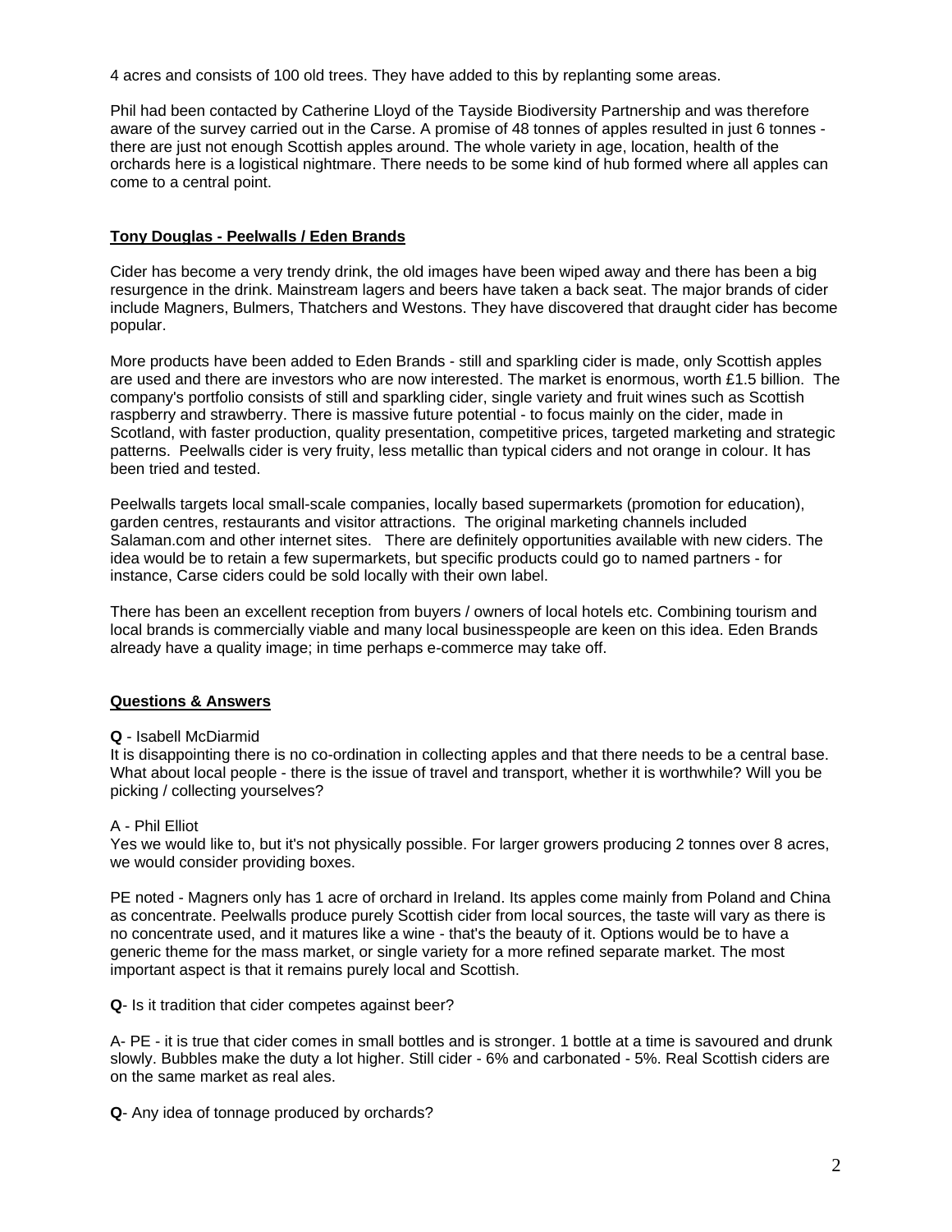4 acres and consists of 100 old trees. They have added to this by replanting some areas.

Phil had been contacted by Catherine Lloyd of the Tayside Biodiversity Partnership and was therefore aware of the survey carried out in the Carse. A promise of 48 tonnes of apples resulted in just 6 tonnes - there are just not enough Scottish apples around. The whole variety in age, location, health of the orchards here is a logistical nightmare. There needs to be some kind of hub formed where all apples can come to a central point.

**Tony Douglas - Peelwalls / Eden Brands**

Cider has become a very trendy drink, the old images have been wiped away and there has been a big resurgence in the drink. Mainstream lagers and beers have taken a back seat. The major brands of cider include Magners, Bulmers, Thatchers and Westons. They have discovered that draught cider has become popular.

More products have been added to Eden Brands - still and sparkling cider is made, only Scottish apples are used and there are investors who are now interested. The market is enormous, worth £1.5 billion. The company's portfolio consists of still and sparkling cider, single variety and fruit wines such as Scottish raspberry and strawberry. There is massive future potential - to focus mainly on the cider, made in Scotland, with faster production, quality presentation, competitive prices, targeted marketing and strategic patterns. Peelwalls cider is very fruity, less metallic than typical ciders and not orange in colour. It has been tried and tested.

Peelwalls targets local small-scale companies, locally based supermarkets (promotion for education), garden centres, restaurants and visitor attractions. The original marketing channels included Salaman.com and other internet sites. There are definitely opportunities available with new ciders. The idea would be to retain a few supermarkets, but specific products could go to named partners - for instance, Carse ciders could be sold locally with their own label.

There has been an excellent reception from buyers / owners of local hotels etc. Combining tourism and local brands is commercially viable and many local businesspeople are keen on this idea. Eden Brands already have a quality image; in time perhaps e-commerce may take off.

**Questions & Answers**

**Q** - Isabell McDiarmid
It is disappointing there is no co-ordination in collecting apples and that there needs to be a central base. What about local people - there is the issue of travel and transport, whether it is worthwhile? Will you be picking / collecting yourselves?

A - Phil Elliot
Yes we would like to, but it's not physically possible. For larger growers producing 2 tonnes over 8 acres, we would consider providing boxes.

PE noted - Magners only has 1 acre of orchard in Ireland. Its apples come mainly from Poland and China as concentrate. Peelwalls produce purely Scottish cider from local sources, the taste will vary as there is no concentrate used, and it matures like a wine - that's the beauty of it. Options would be to have a generic theme for the mass market, or single variety for a more refined separate market. The most important aspect is that it remains purely local and Scottish.

**Q**- Is it tradition that cider competes against beer?

A- PE - it is true that cider comes in small bottles and is stronger. 1 bottle at a time is savoured and drunk slowly. Bubbles make the duty a lot higher. Still cider - 6% and carbonated - 5%. Real Scottish ciders are on the same market as real ales.

**Q**- Any idea of tonnage produced by orchards?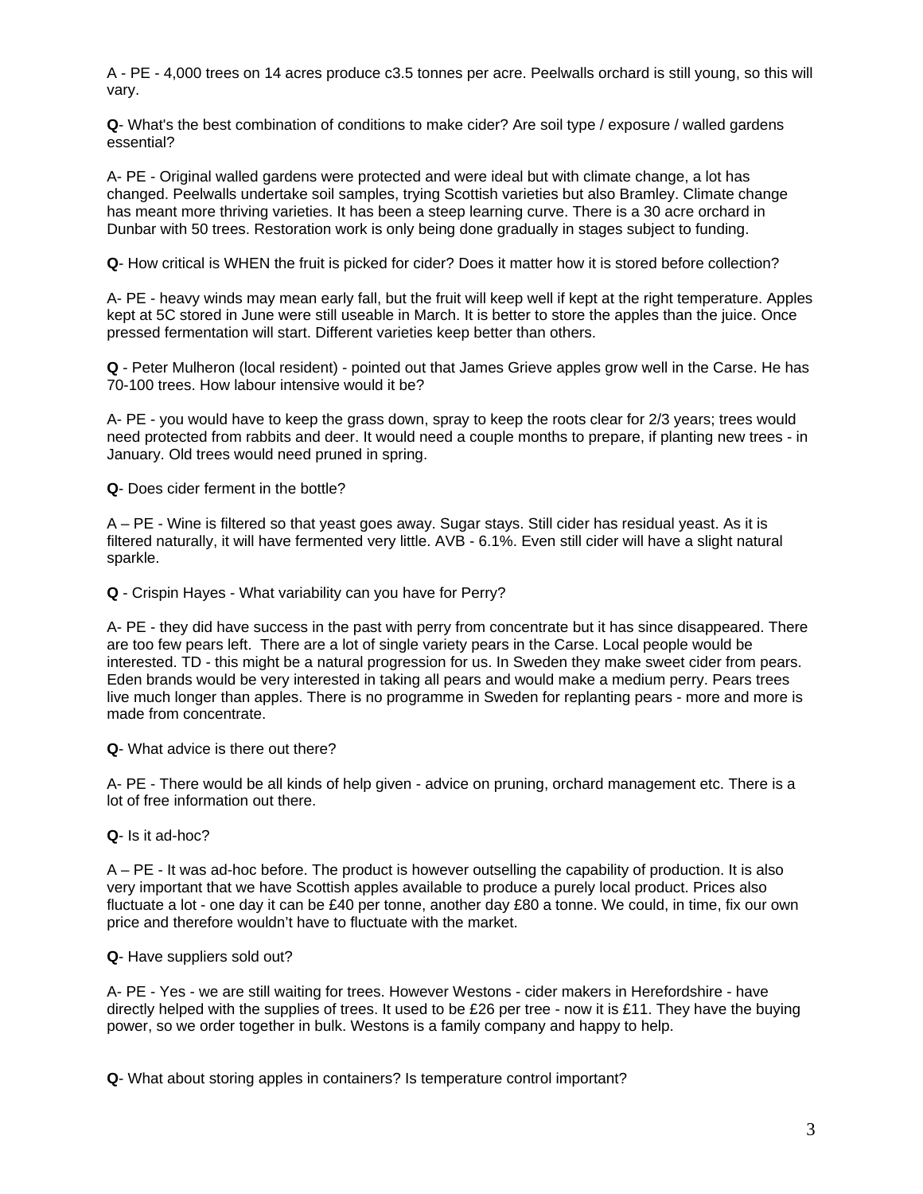A - PE - 4,000 trees on 14 acres produce c3.5 tonnes per acre. Peelwalls orchard is still young, so this will vary.

**Q**- What's the best combination of conditions to make cider? Are soil type / exposure / walled gardens essential?

A- PE - Original walled gardens were protected and were ideal but with climate change, a lot has changed. Peelwalls undertake soil samples, trying Scottish varieties but also Bramley. Climate change has meant more thriving varieties. It has been a steep learning curve. There is a 30 acre orchard in Dunbar with 50 trees. Restoration work is only being done gradually in stages subject to funding.

**Q**- How critical is WHEN the fruit is picked for cider? Does it matter how it is stored before collection?

A- PE - heavy winds may mean early fall, but the fruit will keep well if kept at the right temperature. Apples kept at 5C stored in June were still useable in March. It is better to store the apples than the juice. Once pressed fermentation will start. Different varieties keep better than others.

**Q** - Peter Mulheron (local resident) - pointed out that James Grieve apples grow well in the Carse. He has 70-100 trees. How labour intensive would it be?

A- PE - you would have to keep the grass down, spray to keep the roots clear for 2/3 years; trees would need protected from rabbits and deer. It would need a couple months to prepare, if planting new trees - in January. Old trees would need pruned in spring.

**Q**- Does cider ferment in the bottle?

A – PE - Wine is filtered so that yeast goes away. Sugar stays. Still cider has residual yeast. As it is filtered naturally, it will have fermented very little. AVB - 6.1%. Even still cider will have a slight natural sparkle.

**Q** - Crispin Hayes - What variability can you have for Perry?

A- PE - they did have success in the past with perry from concentrate but it has since disappeared. There are too few pears left. There are a lot of single variety pears in the Carse. Local people would be interested. TD - this might be a natural progression for us. In Sweden they make sweet cider from pears. Eden brands would be very interested in taking all pears and would make a medium perry. Pears trees live much longer than apples. There is no programme in Sweden for replanting pears - more and more is made from concentrate.

**Q**- What advice is there out there?

A- PE - There would be all kinds of help given - advice on pruning, orchard management etc. There is a lot of free information out there.

**Q**- Is it ad-hoc?

A – PE - It was ad-hoc before. The product is however outselling the capability of production. It is also very important that we have Scottish apples available to produce a purely local product. Prices also fluctuate a lot - one day it can be £40 per tonne, another day £80 a tonne. We could, in time, fix our own price and therefore wouldn't have to fluctuate with the market.

**Q**- Have suppliers sold out?

A- PE - Yes - we are still waiting for trees. However Westons - cider makers in Herefordshire - have directly helped with the supplies of trees. It used to be £26 per tree - now it is £11. They have the buying power, so we order together in bulk. Westons is a family company and happy to help.

**Q**- What about storing apples in containers? Is temperature control important?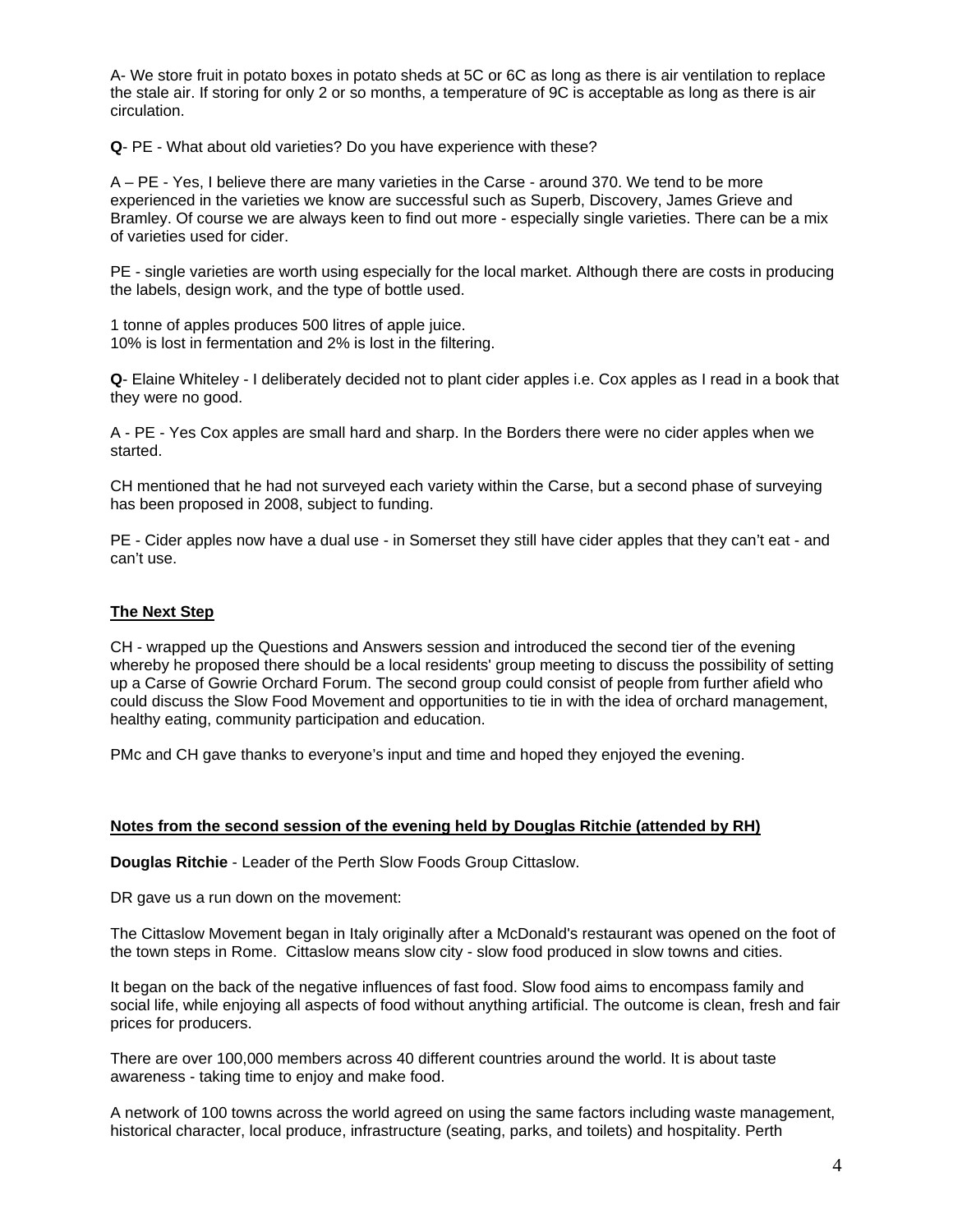A- We store fruit in potato boxes in potato sheds at 5C or 6C as long as there is air ventilation to replace the stale air. If storing for only 2 or so months, a temperature of 9C is acceptable as long as there is air circulation.

**Q**- PE - What about old varieties? Do you have experience with these?

A – PE - Yes, I believe there are many varieties in the Carse - around 370. We tend to be more experienced in the varieties we know are successful such as Superb, Discovery, James Grieve and Bramley. Of course we are always keen to find out more - especially single varieties. There can be a mix of varieties used for cider.

PE - single varieties are worth using especially for the local market. Although there are costs in producing the labels, design work, and the type of bottle used.

1 tonne of apples produces 500 litres of apple juice.
10% is lost in fermentation and 2% is lost in the filtering.

**Q**- Elaine Whiteley - I deliberately decided not to plant cider apples i.e. Cox apples as I read in a book that they were no good.

A - PE - Yes Cox apples are small hard and sharp. In the Borders there were no cider apples when we started.

CH mentioned that he had not surveyed each variety within the Carse, but a second phase of surveying has been proposed in 2008, subject to funding.

PE - Cider apples now have a dual use - in Somerset they still have cider apples that they can't eat - and can't use.

**The Next Step**

CH - wrapped up the Questions and Answers session and introduced the second tier of the evening whereby he proposed there should be a local residents' group meeting to discuss the possibility of setting up a Carse of Gowrie Orchard Forum. The second group could consist of people from further afield who could discuss the Slow Food Movement and opportunities to tie in with the idea of orchard management, healthy eating, community participation and education.

PMc and CH gave thanks to everyone's input and time and hoped they enjoyed the evening.

**Notes from the second session of the evening held by Douglas Ritchie (attended by RH)**

**Douglas Ritchie** - Leader of the Perth Slow Foods Group Cittaslow.

DR gave us a run down on the movement:

The Cittaslow Movement began in Italy originally after a McDonald's restaurant was opened on the foot of the town steps in Rome. Cittaslow means slow city - slow food produced in slow towns and cities.

It began on the back of the negative influences of fast food. Slow food aims to encompass family and social life, while enjoying all aspects of food without anything artificial. The outcome is clean, fresh and fair prices for producers.

There are over 100,000 members across 40 different countries around the world. It is about taste awareness - taking time to enjoy and make food.

A network of 100 towns across the world agreed on using the same factors including waste management, historical character, local produce, infrastructure (seating, parks, and toilets) and hospitality. Perth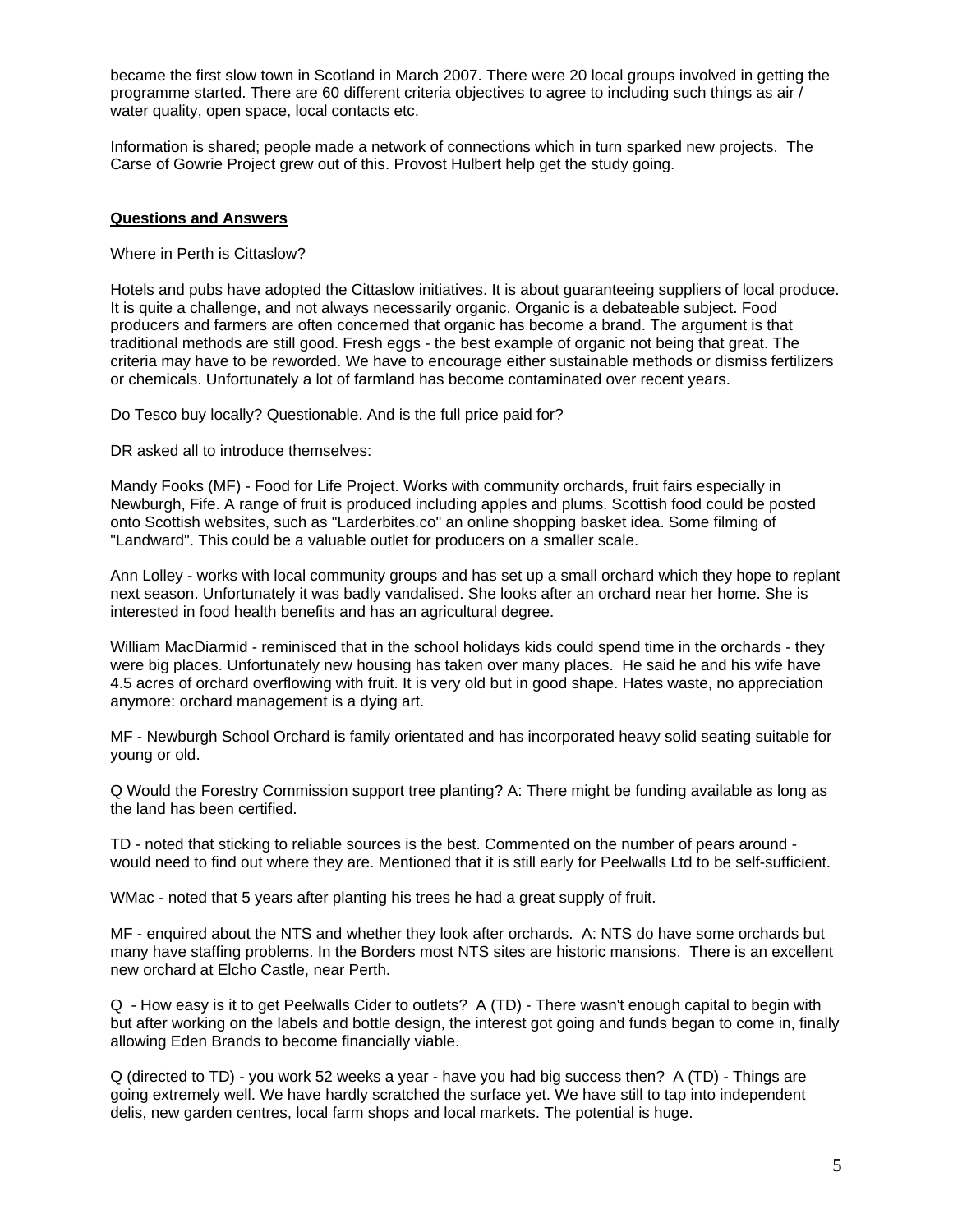became the first slow town in Scotland in March 2007. There were 20 local groups involved in getting the programme started. There are 60 different criteria objectives to agree to including such things as air / water quality, open space, local contacts etc.

Information is shared; people made a network of connections which in turn sparked new projects. The Carse of Gowrie Project grew out of this. Provost Hulbert help get the study going.

**Questions and Answers**

Where in Perth is Cittaslow?

Hotels and pubs have adopted the Cittaslow initiatives. It is about guaranteeing suppliers of local produce. It is quite a challenge, and not always necessarily organic. Organic is a debateable subject. Food producers and farmers are often concerned that organic has become a brand. The argument is that traditional methods are still good. Fresh eggs - the best example of organic not being that great. The criteria may have to be reworded. We have to encourage either sustainable methods or dismiss fertilizers or chemicals. Unfortunately a lot of farmland has become contaminated over recent years.

Do Tesco buy locally? Questionable. And is the full price paid for?

DR asked all to introduce themselves:

Mandy Fooks (MF) - Food for Life Project. Works with community orchards, fruit fairs especially in Newburgh, Fife. A range of fruit is produced including apples and plums. Scottish food could be posted onto Scottish websites, such as "Larderbites.co" an online shopping basket idea. Some filming of "Landward". This could be a valuable outlet for producers on a smaller scale.

Ann Lolley - works with local community groups and has set up a small orchard which they hope to replant next season. Unfortunately it was badly vandalised. She looks after an orchard near her home. She is interested in food health benefits and has an agricultural degree.

William MacDiarmid - reminisced that in the school holidays kids could spend time in the orchards - they were big places. Unfortunately new housing has taken over many places. He said he and his wife have 4.5 acres of orchard overflowing with fruit. It is very old but in good shape. Hates waste, no appreciation anymore: orchard management is a dying art.

MF - Newburgh School Orchard is family orientated and has incorporated heavy solid seating suitable for young or old.

Q Would the Forestry Commission support tree planting? A: There might be funding available as long as the land has been certified.

TD - noted that sticking to reliable sources is the best. Commented on the number of pears around - would need to find out where they are. Mentioned that it is still early for Peelwalls Ltd to be self-sufficient.

WMac - noted that 5 years after planting his trees he had a great supply of fruit.

MF - enquired about the NTS and whether they look after orchards. A: NTS do have some orchards but many have staffing problems. In the Borders most NTS sites are historic mansions. There is an excellent new orchard at Elcho Castle, near Perth.

Q - How easy is it to get Peelwalls Cider to outlets? A (TD) - There wasn't enough capital to begin with but after working on the labels and bottle design, the interest got going and funds began to come in, finally allowing Eden Brands to become financially viable.

Q (directed to TD) - you work 52 weeks a year - have you had big success then? A (TD) - Things are going extremely well. We have hardly scratched the surface yet. We have still to tap into independent delis, new garden centres, local farm shops and local markets. The potential is huge.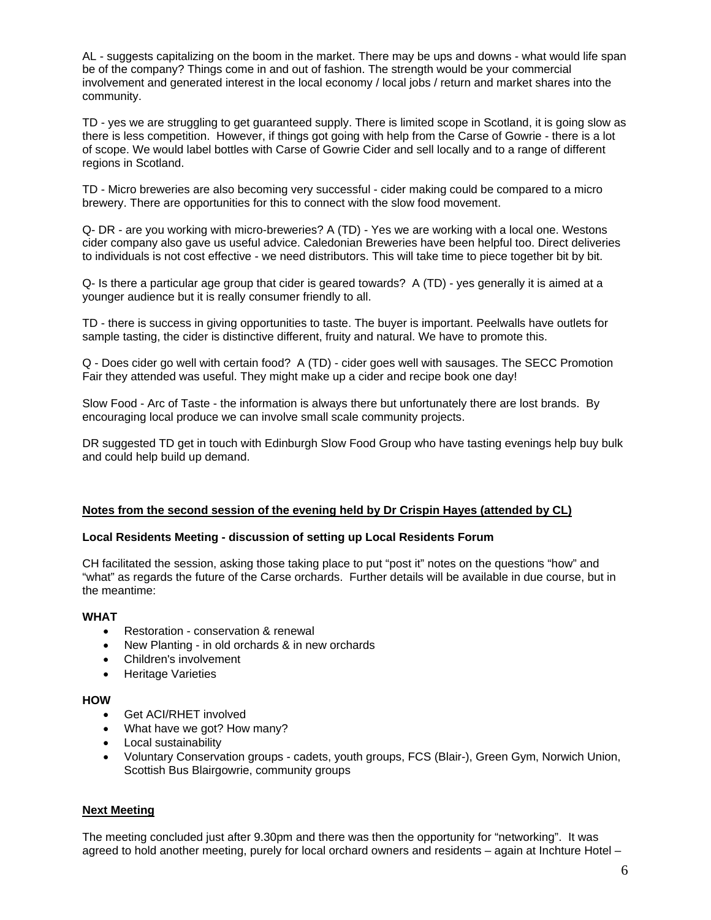AL - suggests capitalizing on the boom in the market. There may be ups and downs - what would life span be of the company? Things come in and out of fashion. The strength would be your commercial involvement and generated interest in the local economy / local jobs / return and market shares into the community.

TD - yes we are struggling to get guaranteed supply. There is limited scope in Scotland, it is going slow as there is less competition. However, if things got going with help from the Carse of Gowrie - there is a lot of scope. We would label bottles with Carse of Gowrie Cider and sell locally and to a range of different regions in Scotland.

TD - Micro breweries are also becoming very successful - cider making could be compared to a micro brewery. There are opportunities for this to connect with the slow food movement.

Q- DR - are you working with micro-breweries? A (TD) - Yes we are working with a local one. Westons cider company also gave us useful advice. Caledonian Breweries have been helpful too. Direct deliveries to individuals is not cost effective - we need distributors. This will take time to piece together bit by bit.

Q- Is there a particular age group that cider is geared towards? A (TD) - yes generally it is aimed at a younger audience but it is really consumer friendly to all.

TD - there is success in giving opportunities to taste. The buyer is important. Peelwalls have outlets for sample tasting, the cider is distinctive different, fruity and natural. We have to promote this.

Q - Does cider go well with certain food? A (TD) - cider goes well with sausages. The SECC Promotion Fair they attended was useful. They might make up a cider and recipe book one day!

Slow Food - Arc of Taste - the information is always there but unfortunately there are lost brands. By encouraging local produce we can involve small scale community projects.

DR suggested TD get in touch with Edinburgh Slow Food Group who have tasting evenings help buy bulk and could help build up demand.

**Notes from the second session of the evening held by Dr Crispin Hayes (attended by CL)**

**Local Residents Meeting - discussion of setting up Local Residents Forum**

CH facilitated the session, asking those taking place to put “post it” notes on the questions “how” and “what” as regards the future of the Carse orchards. Further details will be available in due course, but in the meantime:

**WHAT**

- Restoration - conservation & renewal
- New Planting - in old orchards & in new orchards
- Children's involvement
- Heritage Varieties

**HOW**

- Get ACI/RHET involved
- What have we got? How many?
- Local sustainability
- Voluntary Conservation groups - cadets, youth groups, FCS (Blair-), Green Gym, Norwich Union, Scottish Bus Blairgowrie, community groups

**Next Meeting**

The meeting concluded just after 9.30pm and there was then the opportunity for “networking”. It was agreed to hold another meeting, purely for local orchard owners and residents – again at Inchture Hotel –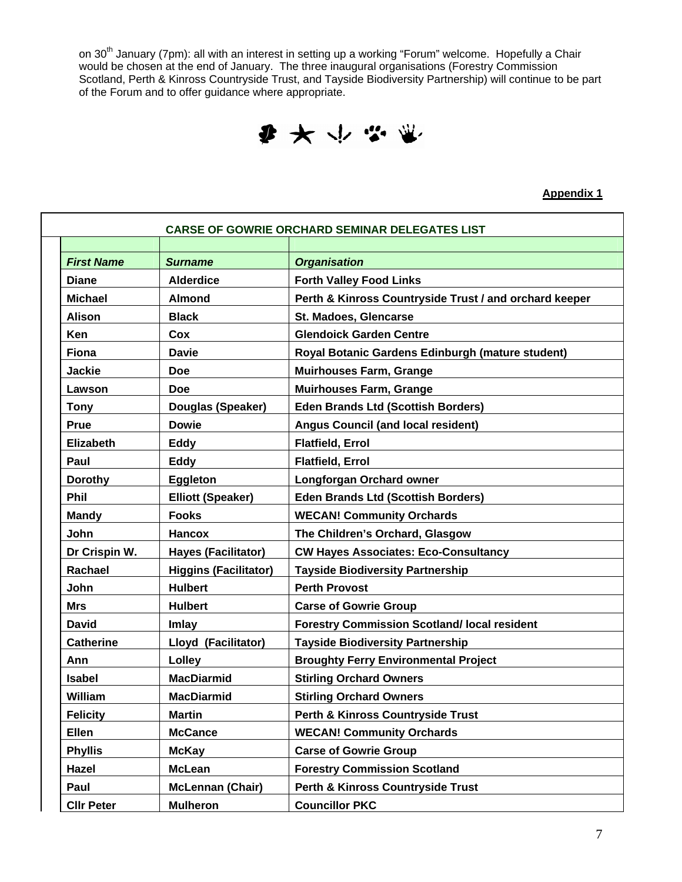on 30th January (7pm): all with an interest in setting up a working "Forum" welcome. Hopefully a Chair would be chosen at the end of January. The three inaugural organisations (Forestry Commission Scotland, Perth & Kinross Countryside Trust, and Tayside Biodiversity Partnership) will continue to be part of the Forum and to offer guidance where appropriate.

**Appendix 1**

**CARSE OF GOWRIE ORCHARD SEMINAR DELEGATES LIST**

| *First Name* | *Surname* | *Organisation* |
|---|---|---|
| **Diane** | **Alderdice** | **Forth Valley Food Links** |
| **Michael** | **Almond** | **Perth & Kinross Countryside Trust / and orchard keeper** |
| **Alison** | **Black** | **St. Madoes, Glencarse** |
| **Ken** | **Cox** | **Glendoick Garden Centre** |
| **Fiona** | **Davie** | **Royal Botanic Gardens Edinburgh (mature student)** |
| **Jackie** | **Doe** | **Muirhouses Farm, Grange** |
| **Lawson** | **Doe** | **Muirhouses Farm, Grange** |
| **Tony** | **Douglas (Speaker)** | **Eden Brands Ltd (Scottish Borders)** |
| **Prue** | **Dowie** | **Angus Council (and local resident)** |
| **Elizabeth** | **Eddy** | **Flatfield, Errol** |
| **Paul** | **Eddy** | **Flatfield, Errol** |
| **Dorothy** | **Eggleton** | **Longforgan Orchard owner** |
| **Phil** | **Elliott (Speaker)** | **Eden Brands Ltd (Scottish Borders)** |
| **Mandy** | **Fooks** | **WECAN! Community Orchards** |
| **John** | **Hancox** | **The Children's Orchard, Glasgow** |
| **Dr Crispin W.** | **Hayes (Facilitator)** | **CW Hayes Associates: Eco-Consultancy** |
| **Rachael** | **Higgins (Facilitator)** | **Tayside Biodiversity Partnership** |
| **John** | **Hulbert** | **Perth Provost** |
| **Mrs** | **Hulbert** | **Carse of Gowrie Group** |
| **David** | **Imlay** | **Forestry Commission Scotland/ local resident** |
| **Catherine** | **Lloyd (Facilitator)** | **Tayside Biodiversity Partnership** |
| **Ann** | **Lolley** | **Broughty Ferry Environmental Project** |
| **Isabel** | **MacDiarmid** | **Stirling Orchard Owners** |
| **William** | **MacDiarmid** | **Stirling Orchard Owners** |
| **Felicity** | **Martin** | **Perth & Kinross Countryside Trust** |
| **Ellen** | **McCance** | **WECAN! Community Orchards** |
| **Phyllis** | **McKay** | **Carse of Gowrie Group** |
| **Hazel** | **McLean** | **Forestry Commission Scotland** |
| **Paul** | **McLennan (Chair)** | **Perth & Kinross Countryside Trust** |
| **Cllr Peter** | **Mulheron** | **Councillor PKC** |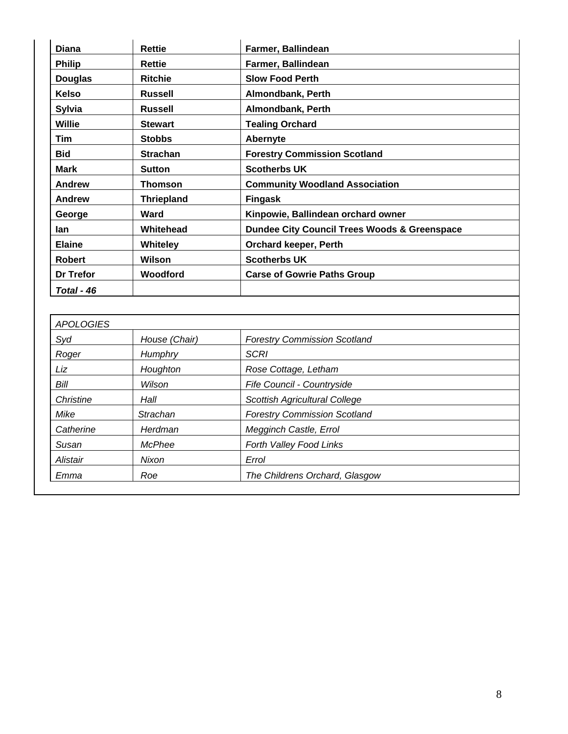| | | |
|---|---|---|
| **Diana** | **Rettie** | **Farmer, Ballindean** |
| **Philip** | **Rettie** | **Farmer, Ballindean** |
| **Douglas** | **Ritchie** | **Slow Food Perth** |
| **Kelso** | **Russell** | **Almondbank, Perth** |
| **Sylvia** | **Russell** | **Almondbank, Perth** |
| **Willie** | **Stewart** | **Tealing Orchard** |
| **Tim** | **Stobbs** | **Abernyte** |
| **Bid** | **Strachan** | **Forestry Commission Scotland** |
| **Mark** | **Sutton** | **Scotherbs UK** |
| **Andrew** | **Thomson** | **Community Woodland Association** |
| **Andrew** | **Thriepland** | **Fingask** |
| **George** | **Ward** | **Kinpowie, Ballindean orchard owner** |
| **Ian** | **Whitehead** | **Dundee City Council Trees Woods & Greenspace** |
| **Elaine** | **Whiteley** | **Orchard keeper, Perth** |
| **Robert** | **Wilson** | **Scotherbs UK** |
| **Dr Trefor** | **Woodford** | **Carse of Gowrie Paths Group** |
| ***Total - 46*** | | |

| *APOLOGIES* | | |
|---|---|---|
| *Syd* | *House (Chair)* | *Forestry Commission Scotland* |
| *Roger* | *Humphry* | *SCRI* |
| *Liz* | *Houghton* | *Rose Cottage, Letham* |
| *Bill* | *Wilson* | *Fife Council - Countryside* |
| *Christine* | *Hall* | *Scottish Agricultural College* |
| *Mike* | *Strachan* | *Forestry Commission Scotland* |
| *Catherine* | *Herdman* | *Megginch Castle, Errol* |
| *Susan* | *McPhee* | *Forth Valley Food Links* |
| *Alistair* | *Nixon* | *Errol* |
| *Emma* | *Roe* | *The Childrens Orchard, Glasgow* |